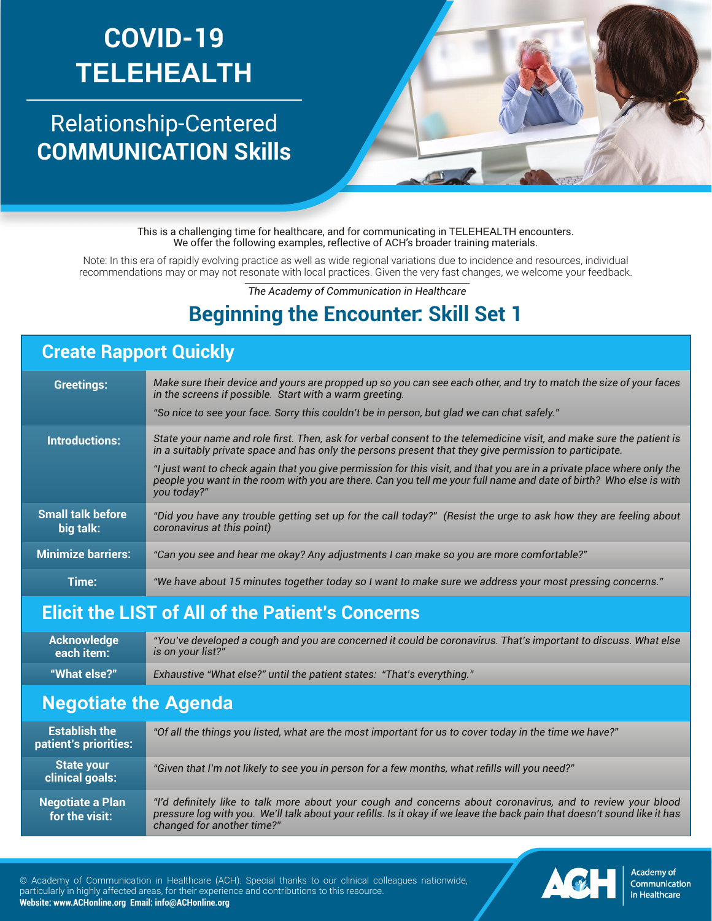# COVID-19 TELEHEALTH

## Relationship-Centered COMMUNICATION Skills

This is a challenging time for healthcare, and for communicating in TELEHEALTH encounters.
We offer the following examples, reflective of ACH's broader training materials.

Note: In this era of rapidly evolving practice as well as wide regional variations due to incidence and resources, individual recommendations may or may not resonate with local practices. Given the very fast changes, we welcome your feedback.

*The Academy of Communication in Healthcare*

## Beginning the Encounter: Skill Set 1

### Create Rapport Quickly

| | |
|---|---|
| **Greetings:** | *Make sure their device and yours are propped up so you can see each other, and try to match the size of your faces in the screens if possible. Start with a warm greeting.*<br>*"So nice to see your face. Sorry this couldn't be in person, but glad we can chat safely."* |
| **Introductions:** | *State your name and role first. Then, ask for verbal consent to the telemedicine visit, and make sure the patient is in a suitably private space and has only the persons present that they give permission to participate.*<br>*"I just want to check again that you give permission for this visit, and that you are in a private place where only the people you want in the room with you are there. Can you tell me your full name and date of birth? Who else is with you today?"* |
| **Small talk before big talk:** | *"Did you have any trouble getting set up for the call today?" (Resist the urge to ask how they are feeling about coronavirus at this point)* |
| **Minimize barriers:** | *"Can you see and hear me okay? Any adjustments I can make so you are more comfortable?"* |
| **Time:** | *"We have about 15 minutes together today so I want to make sure we address your most pressing concerns."* |

### Elicit the LIST of All of the Patient's Concerns

| | |
|---|---|
| **Acknowledge each item:** | *"You've developed a cough and you are concerned it could be coronavirus. That's important to discuss. What else is on your list?"* |
| **"What else?"** | *Exhaustive "What else?" until the patient states: "That's everything."* |

### Negotiate the Agenda

| | |
|---|---|
| **Establish the patient's priorities:** | *"Of all the things you listed, what are the most important for us to cover today in the time we have?"* |
| **State your clinical goals:** | *"Given that I'm not likely to see you in person for a few months, what refills will you need?"* |
| **Negotiate a Plan for the visit:** | *"I'd definitely like to talk more about your cough and concerns about coronavirus, and to review your blood pressure log with you. We'll talk about your refills. Is it okay if we leave the back pain that doesn't sound like it has changed for another time?"* |

© Academy of Communication in Healthcare (ACH): Special thanks to our clinical colleagues nationwide, particularly in highly affected areas, for their experience and contributions to this resource.
**Website: www.ACHonline.org Email: info@ACHonline.org**

Academy of Communication in Healthcare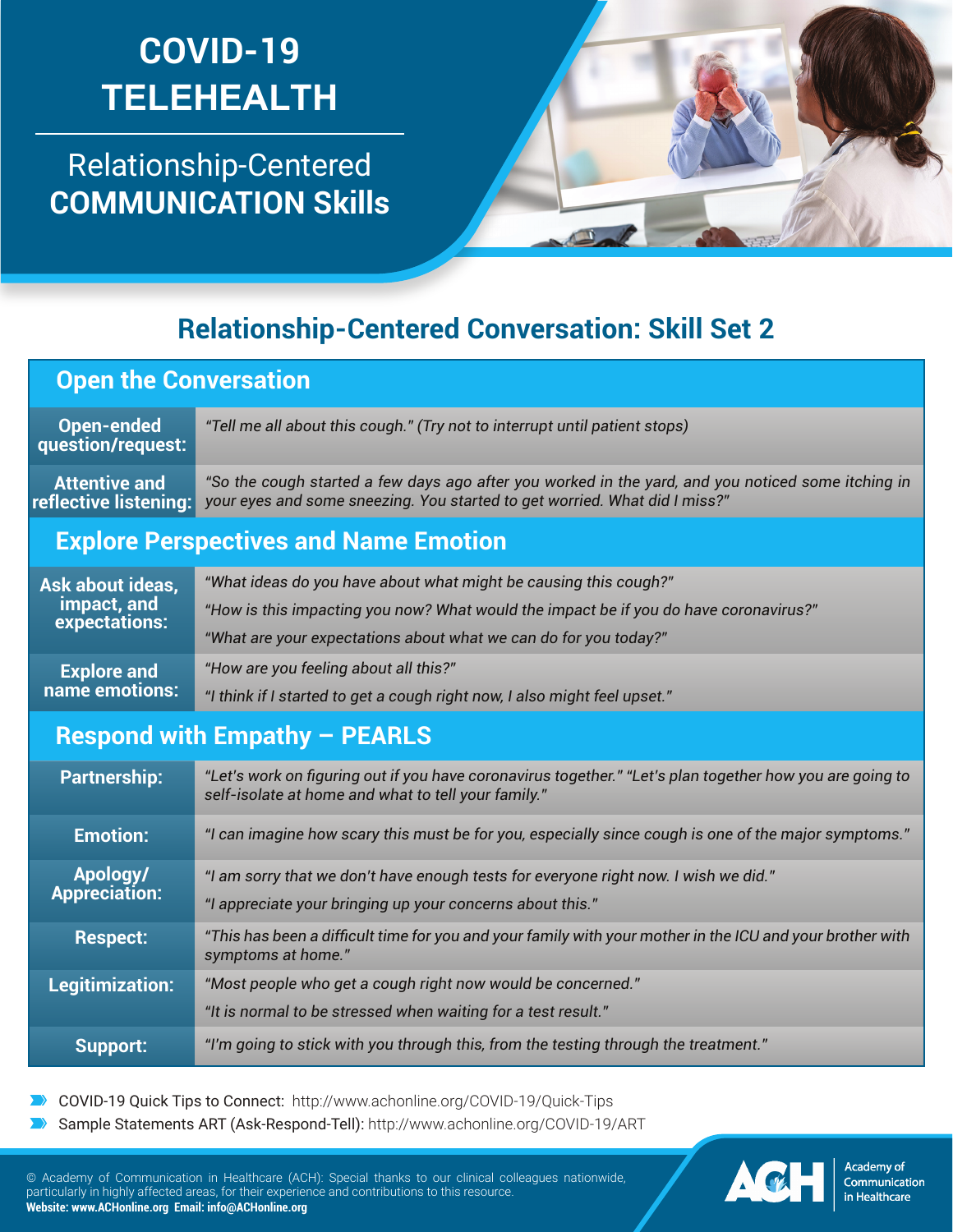# COVID-19 TELEHEALTH

## Relationship-Centered COMMUNICATION Skills

## Relationship-Centered Conversation: Skill Set 2

### Open the Conversation

| | |
|---|---|
| **Open-ended question/request:** | *"Tell me all about this cough." (Try not to interrupt until patient stops)* |
| **Attentive and reflective listening:** | *"So the cough started a few days ago after you worked in the yard, and you noticed some itching in your eyes and some sneezing. You started to get worried. What did I miss?"* |

### Explore Perspectives and Name Emotion

| | |
|---|---|
| **Ask about ideas, impact, and expectations:** | *"What ideas do you have about what might be causing this cough?"*<br>*"How is this impacting you now? What would the impact be if you do have coronavirus?"*<br>*"What are your expectations about what we can do for you today?"* |
| **Explore and name emotions:** | *"How are you feeling about all this?"*<br>*"I think if I started to get a cough right now, I also might feel upset."* |

### Respond with Empathy – PEARLS

| | |
|---|---|
| **Partnership:** | *"Let's work on figuring out if you have coronavirus together." "Let's plan together how you are going to self-isolate at home and what to tell your family."* |
| **Emotion:** | *"I can imagine how scary this must be for you, especially since cough is one of the major symptoms."* |
| **Apology/ Appreciation:** | *"I am sorry that we don't have enough tests for everyone right now. I wish we did."*<br>*"I appreciate your bringing up your concerns about this."* |
| **Respect:** | *"This has been a difficult time for you and your family with your mother in the ICU and your brother with symptoms at home."* |
| **Legitimization:** | *"Most people who get a cough right now would be concerned."*<br>*"It is normal to be stressed when waiting for a test result."* |
| **Support:** | *"I'm going to stick with you through this, from the testing through the treatment."* |

- COVID-19 Quick Tips to Connect: http://www.achonline.org/COVID-19/Quick-Tips
- Sample Statements ART (Ask-Respond-Tell): http://www.achonline.org/COVID-19/ART

© Academy of Communication in Healthcare (ACH): Special thanks to our clinical colleagues nationwide, particularly in highly affected areas, for their experience and contributions to this resource.
**Website: www.ACHonline.org Email: info@ACHonline.org**

Academy of Communication in Healthcare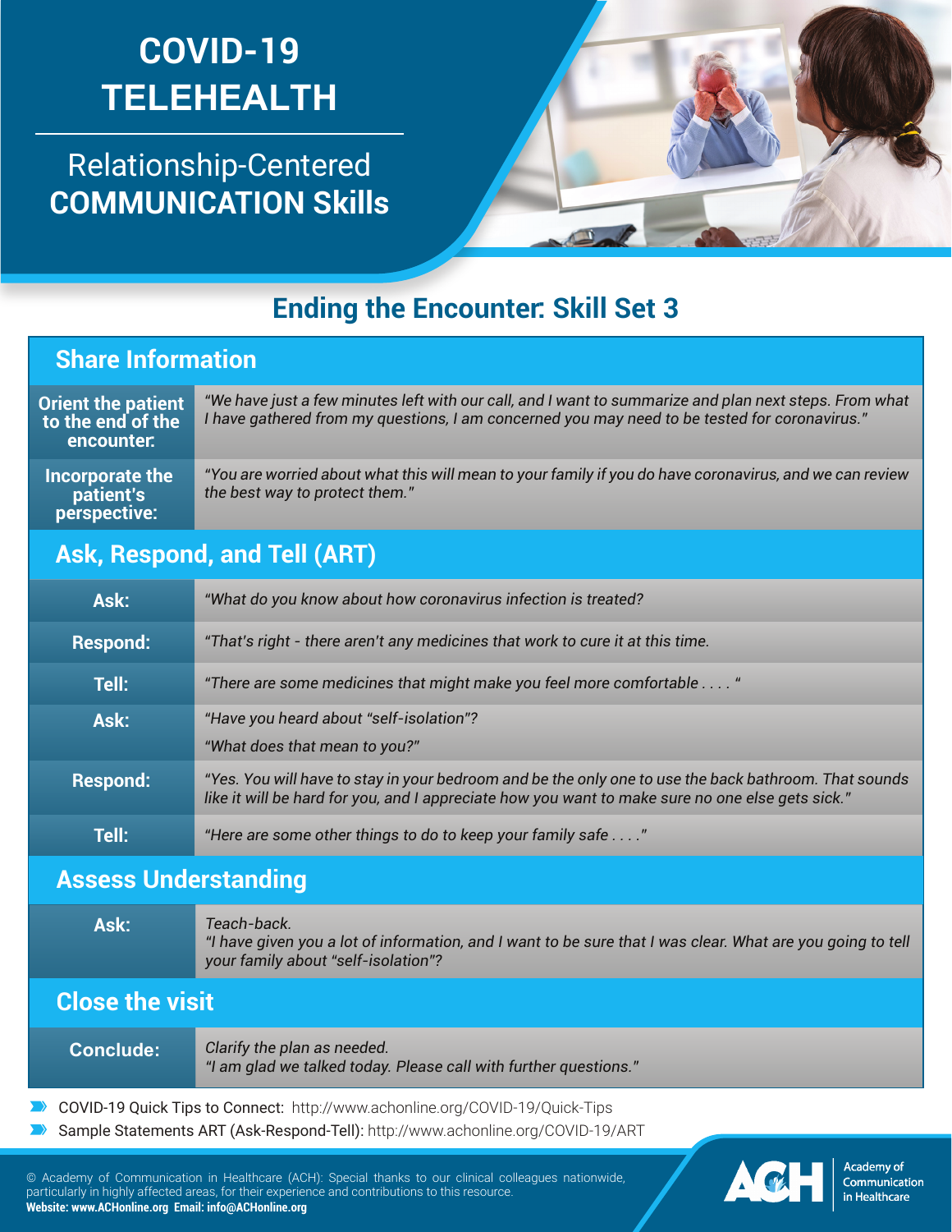# COVID-19 TELEHEALTH

## Relationship-Centered COMMUNICATION Skills

## Ending the Encounter: Skill Set 3

### Share Information

| | |
|---|---|
| **Orient the patient to the end of the encounter:** | *"We have just a few minutes left with our call, and I want to summarize and plan next steps. From what I have gathered from my questions, I am concerned you may need to be tested for coronavirus."* |
| **Incorporate the patient's perspective:** | *"You are worried about what this will mean to your family if you do have coronavirus, and we can review the best way to protect them."* |

### Ask, Respond, and Tell (ART)

| | |
|---|---|
| **Ask:** | *"What do you know about how coronavirus infection is treated?* |
| **Respond:** | *"That's right - there aren't any medicines that work to cure it at this time.* |
| **Tell:** | *"There are some medicines that might make you feel more comfortable . . . . "* |
| **Ask:** | *"Have you heard about "self-isolation"?* *"What does that mean to you?"* |
| **Respond:** | *"Yes. You will have to stay in your bedroom and be the only one to use the back bathroom. That sounds like it will be hard for you, and I appreciate how you want to make sure no one else gets sick."* |
| **Tell:** | *"Here are some other things to do to keep your family safe . . . ."* |

### Assess Understanding

| | |
|---|---|
| **Ask:** | *Teach-back.* *"I have given you a lot of information, and I want to be sure that I was clear. What are you going to tell your family about "self-isolation"?* |

### Close the visit

| | |
|---|---|
| **Conclude:** | *Clarify the plan as needed.* *"I am glad we talked today. Please call with further questions."* |

- COVID-19 Quick Tips to Connect: http://www.achonline.org/COVID-19/Quick-Tips
- Sample Statements ART (Ask-Respond-Tell): http://www.achonline.org/COVID-19/ART

© Academy of Communication in Healthcare (ACH): Special thanks to our clinical colleagues nationwide, particularly in highly affected areas, for their experience and contributions to this resource.
**Website: www.ACHonline.org Email: info@ACHonline.org**

ACH Academy of Communication in Healthcare